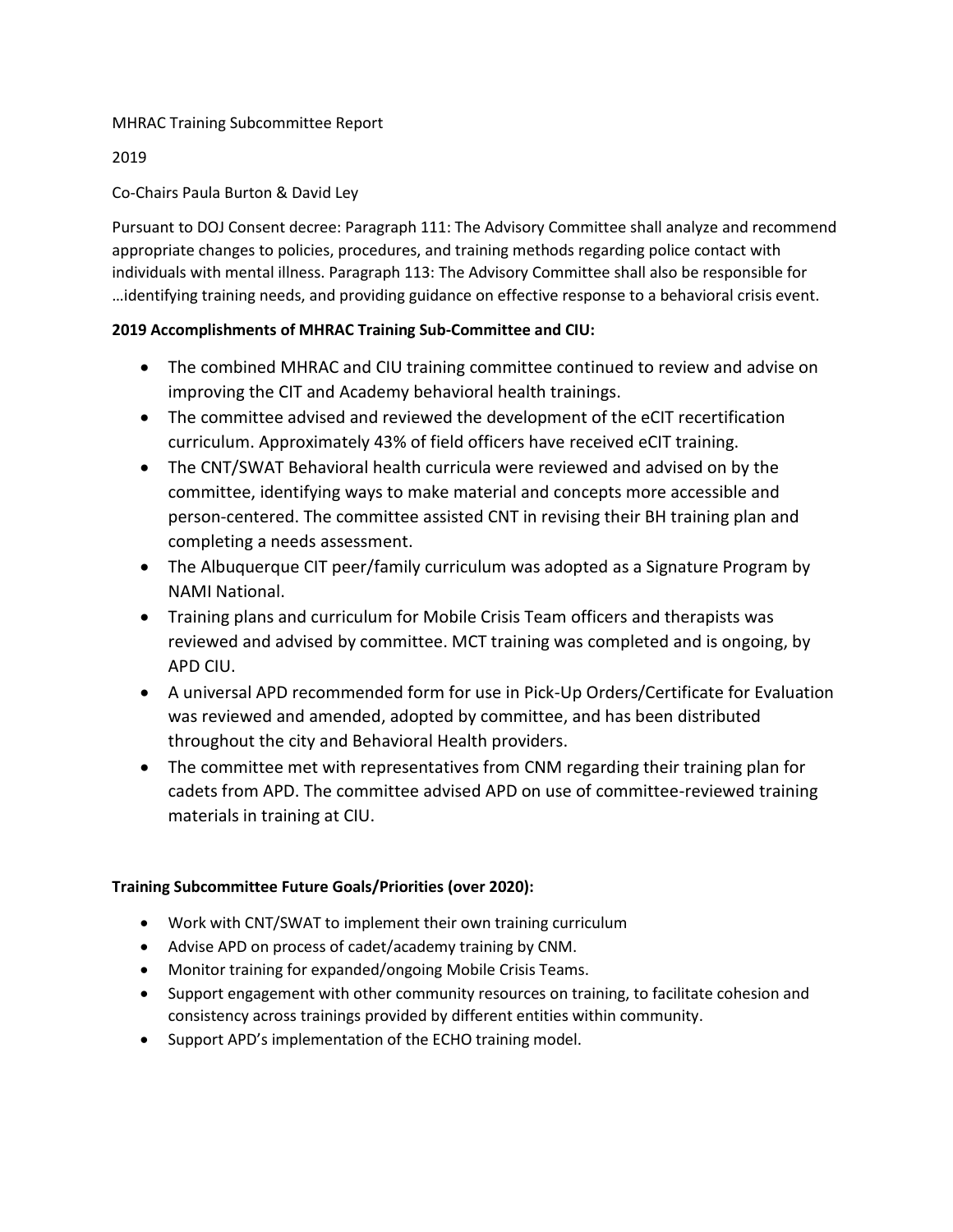MHRAC Training Subcommittee Report

2019

Co-Chairs Paula Burton & David Ley

Pursuant to DOJ Consent decree: Paragraph 111: The Advisory Committee shall analyze and recommend appropriate changes to policies, procedures, and training methods regarding police contact with individuals with mental illness. Paragraph 113: The Advisory Committee shall also be responsible for …identifying training needs, and providing guidance on effective response to a behavioral crisis event.

**2019 Accomplishments of MHRAC Training Sub-Committee and CIU:**

- The combined MHRAC and CIU training committee continued to review and advise on improving the CIT and Academy behavioral health trainings.
- The committee advised and reviewed the development of the eCIT recertification curriculum. Approximately 43% of field officers have received eCIT training.
- The CNT/SWAT Behavioral health curricula were reviewed and advised on by the committee, identifying ways to make material and concepts more accessible and person-centered. The committee assisted CNT in revising their BH training plan and completing a needs assessment.
- The Albuquerque CIT peer/family curriculum was adopted as a Signature Program by NAMI National.
- Training plans and curriculum for Mobile Crisis Team officers and therapists was reviewed and advised by committee. MCT training was completed and is ongoing, by APD CIU.
- A universal APD recommended form for use in Pick-Up Orders/Certificate for Evaluation was reviewed and amended, adopted by committee, and has been distributed throughout the city and Behavioral Health providers.
- The committee met with representatives from CNM regarding their training plan for cadets from APD. The committee advised APD on use of committee-reviewed training materials in training at CIU.

**Training Subcommittee Future Goals/Priorities (over 2020):**

- Work with CNT/SWAT to implement their own training curriculum
- Advise APD on process of cadet/academy training by CNM.
- Monitor training for expanded/ongoing Mobile Crisis Teams.
- Support engagement with other community resources on training, to facilitate cohesion and consistency across trainings provided by different entities within community.
- Support APD's implementation of the ECHO training model.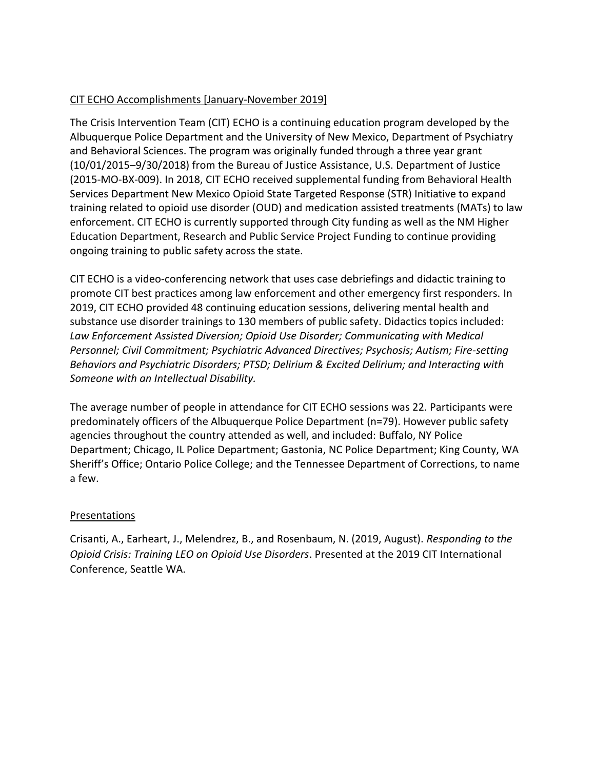## CIT ECHO Accomplishments [January-November 2019]

The Crisis Intervention Team (CIT) ECHO is a continuing education program developed by the Albuquerque Police Department and the University of New Mexico, Department of Psychiatry and Behavioral Sciences. The program was originally funded through a three year grant (10/01/2015–9/30/2018) from the Bureau of Justice Assistance, U.S. Department of Justice (2015-MO-BX-009). In 2018, CIT ECHO received supplemental funding from Behavioral Health Services Department New Mexico Opioid State Targeted Response (STR) Initiative to expand training related to opioid use disorder (OUD) and medication assisted treatments (MATs) to law enforcement. CIT ECHO is currently supported through City funding as well as the NM Higher Education Department, Research and Public Service Project Funding to continue providing ongoing training to public safety across the state.

CIT ECHO is a video-conferencing network that uses case debriefings and didactic training to promote CIT best practices among law enforcement and other emergency first responders. In 2019, CIT ECHO provided 48 continuing education sessions, delivering mental health and substance use disorder trainings to 130 members of public safety. Didactics topics included: *Law Enforcement Assisted Diversion; Opioid Use Disorder; Communicating with Medical Personnel; Civil Commitment; Psychiatric Advanced Directives; Psychosis; Autism; Fire-setting Behaviors and Psychiatric Disorders; PTSD; Delirium & Excited Delirium; and Interacting with Someone with an Intellectual Disability.*

The average number of people in attendance for CIT ECHO sessions was 22. Participants were predominately officers of the Albuquerque Police Department (n=79). However public safety agencies throughout the country attended as well, and included: Buffalo, NY Police Department; Chicago, IL Police Department; Gastonia, NC Police Department; King County, WA Sheriff's Office; Ontario Police College; and the Tennessee Department of Corrections, to name a few.

## Presentations

Crisanti, A., Earheart, J., Melendrez, B., and Rosenbaum, N. (2019, August). *Responding to the Opioid Crisis: Training LEO on Opioid Use Disorders*. Presented at the 2019 CIT International Conference, Seattle WA.